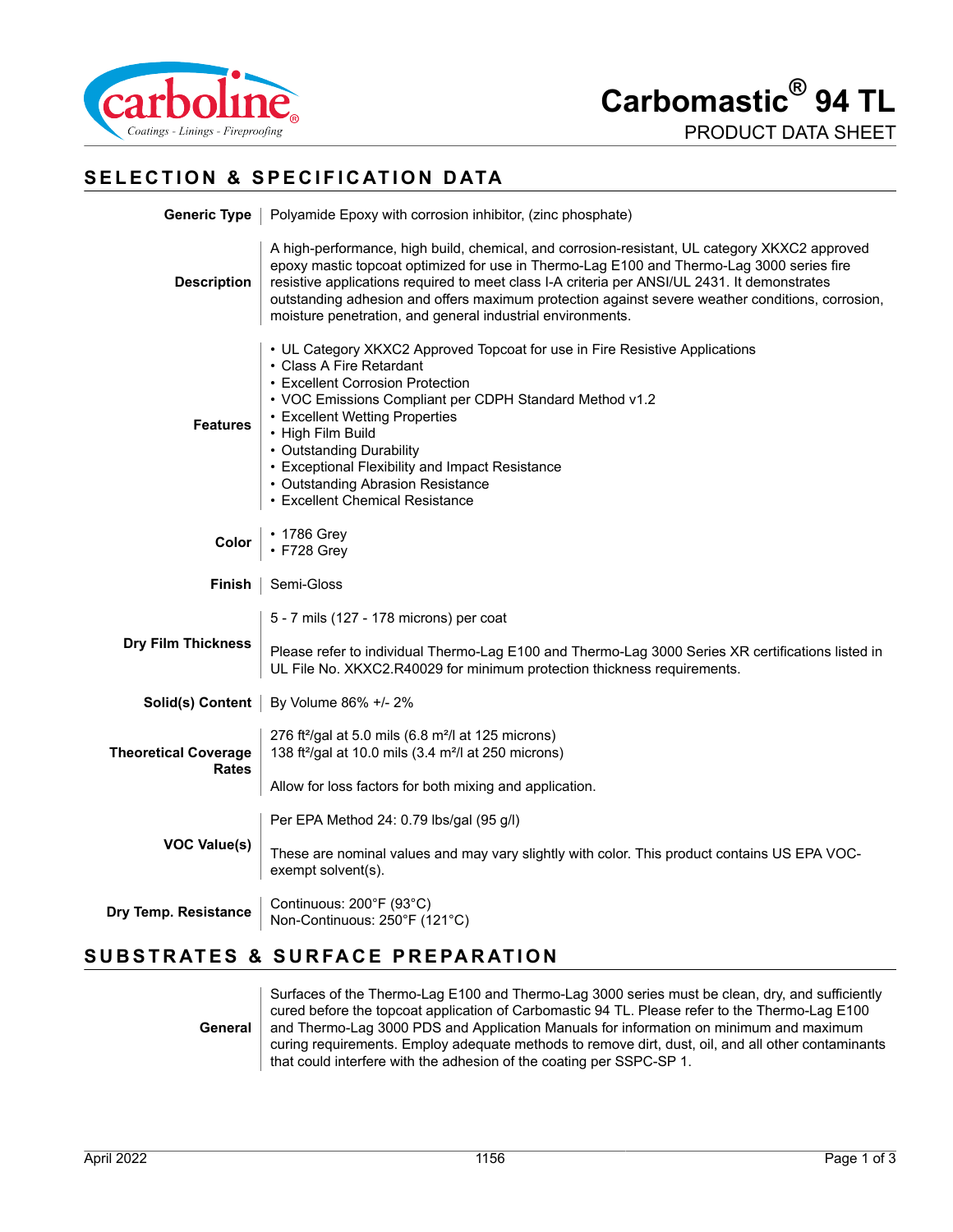# Carbomastic® 94 TL

PRODUCT DATA SHEET

## SELECTION & SPECIFICATION DATA

**Generic Type**

Polyamide Epoxy with corrosion inhibitor, (zinc phosphate)

**Description**

A high-performance, high build, chemical, and corrosion-resistant, UL category XKXC2 approved epoxy mastic topcoat optimized for use in Thermo-Lag E100 and Thermo-Lag 3000 series fire resistive applications required to meet class I-A criteria per ANSI/UL 2431. It demonstrates outstanding adhesion and offers maximum protection against severe weather conditions, corrosion, moisture penetration, and general industrial environments.

**Features**

- UL Category XKXC2 Approved Topcoat for use in Fire Resistive Applications
- Class A Fire Retardant
- Excellent Corrosion Protection
- VOC Emissions Compliant per CDPH Standard Method v1.2
- Excellent Wetting Properties
- High Film Build
- Outstanding Durability
- Exceptional Flexibility and Impact Resistance
- Outstanding Abrasion Resistance
- Excellent Chemical Resistance

**Color**

- 1786 Grey
- F728 Grey

**Finish**

Semi-Gloss

**Dry Film Thickness**

5 - 7 mils (127 - 178 microns) per coat

Please refer to individual Thermo-Lag E100 and Thermo-Lag 3000 Series XR certifications listed in UL File No. XKXC2.R40029 for minimum protection thickness requirements.

**Solid(s) Content**

By Volume 86% +/- 2%

**Theoretical Coverage Rates**

276 ft²/gal at 5.0 mils (6.8 m²/l at 125 microns)
138 ft²/gal at 10.0 mils (3.4 m²/l at 250 microns)

Allow for loss factors for both mixing and application.

**VOC Value(s)**

Per EPA Method 24: 0.79 lbs/gal (95 g/l)

These are nominal values and may vary slightly with color. This product contains US EPA VOC-exempt solvent(s).

**Dry Temp. Resistance**

Continuous: 200°F (93°C)
Non-Continuous: 250°F (121°C)

## SUBSTRATES & SURFACE PREPARATION

**General**

Surfaces of the Thermo-Lag E100 and Thermo-Lag 3000 series must be clean, dry, and sufficiently cured before the topcoat application of Carbomastic 94 TL. Please refer to the Thermo-Lag E100 and Thermo-Lag 3000 PDS and Application Manuals for information on minimum and maximum curing requirements. Employ adequate methods to remove dirt, dust, oil, and all other contaminants that could interfere with the adhesion of the coating per SSPC-SP 1.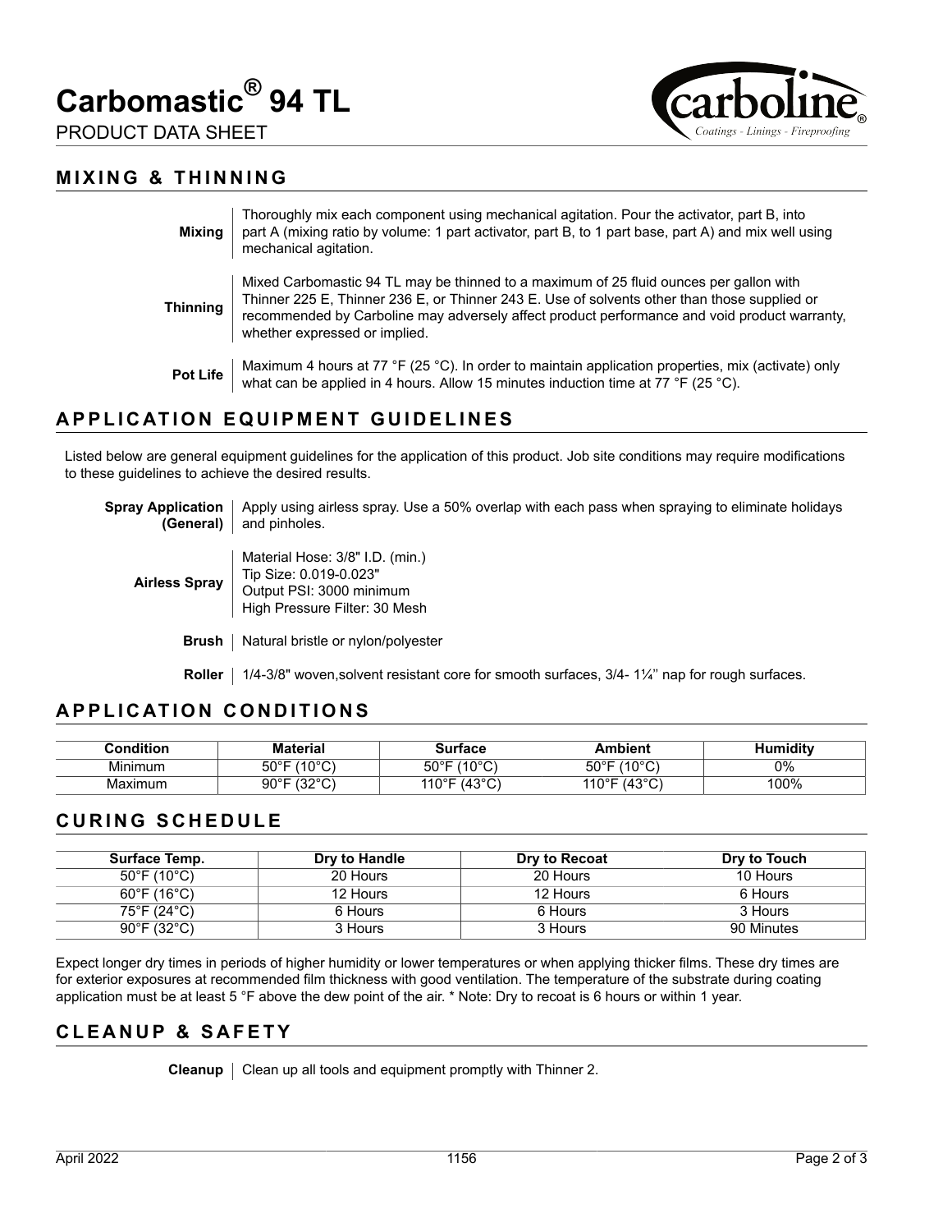# Carbomastic® 94 TL

PRODUCT DATA SHEET

## MIXING & THINNING

**Mixing** Thoroughly mix each component using mechanical agitation. Pour the activator, part B, into part A (mixing ratio by volume: 1 part activator, part B, to 1 part base, part A) and mix well using mechanical agitation.

**Thinning** Mixed Carbomastic 94 TL may be thinned to a maximum of 25 fluid ounces per gallon with Thinner 225 E, Thinner 236 E, or Thinner 243 E. Use of solvents other than those supplied or recommended by Carboline may adversely affect product performance and void product warranty, whether expressed or implied.

**Pot Life** Maximum 4 hours at 77 °F (25 °C). In order to maintain application properties, mix (activate) only what can be applied in 4 hours. Allow 15 minutes induction time at 77 °F (25 °C).

## APPLICATION EQUIPMENT GUIDELINES

Listed below are general equipment guidelines for the application of this product. Job site conditions may require modifications to these guidelines to achieve the desired results.

**Spray Application (General)** Apply using airless spray. Use a 50% overlap with each pass when spraying to eliminate holidays and pinholes.

**Airless Spray**
Material Hose: 3/8" I.D. (min.)
Tip Size: 0.019-0.023"
Output PSI: 3000 minimum
High Pressure Filter: 30 Mesh

**Brush** Natural bristle or nylon/polyester

**Roller** 1/4-3/8" woven,solvent resistant core for smooth surfaces, 3/4- 1¼" nap for rough surfaces.

## APPLICATION CONDITIONS

| Condition | Material | Surface | Ambient | Humidity |
|---|---|---|---|---|
| Minimum | 50°F (10°C) | 50°F (10°C) | 50°F (10°C) | 0% |
| Maximum | 90°F (32°C) | 110°F (43°C) | 110°F (43°C) | 100% |

## CURING SCHEDULE

| Surface Temp. | Dry to Handle | Dry to Recoat | Dry to Touch |
|---|---|---|---|
| 50°F (10°C) | 20 Hours | 20 Hours | 10 Hours |
| 60°F (16°C) | 12 Hours | 12 Hours | 6 Hours |
| 75°F (24°C) | 6 Hours | 6 Hours | 3 Hours |
| 90°F (32°C) | 3 Hours | 3 Hours | 90 Minutes |

Expect longer dry times in periods of higher humidity or lower temperatures or when applying thicker films. These dry times are for exterior exposures at recommended film thickness with good ventilation. The temperature of the substrate during coating application must be at least 5 °F above the dew point of the air. * Note: Dry to recoat is 6 hours or within 1 year.

## CLEANUP & SAFETY

**Cleanup** Clean up all tools and equipment promptly with Thinner 2.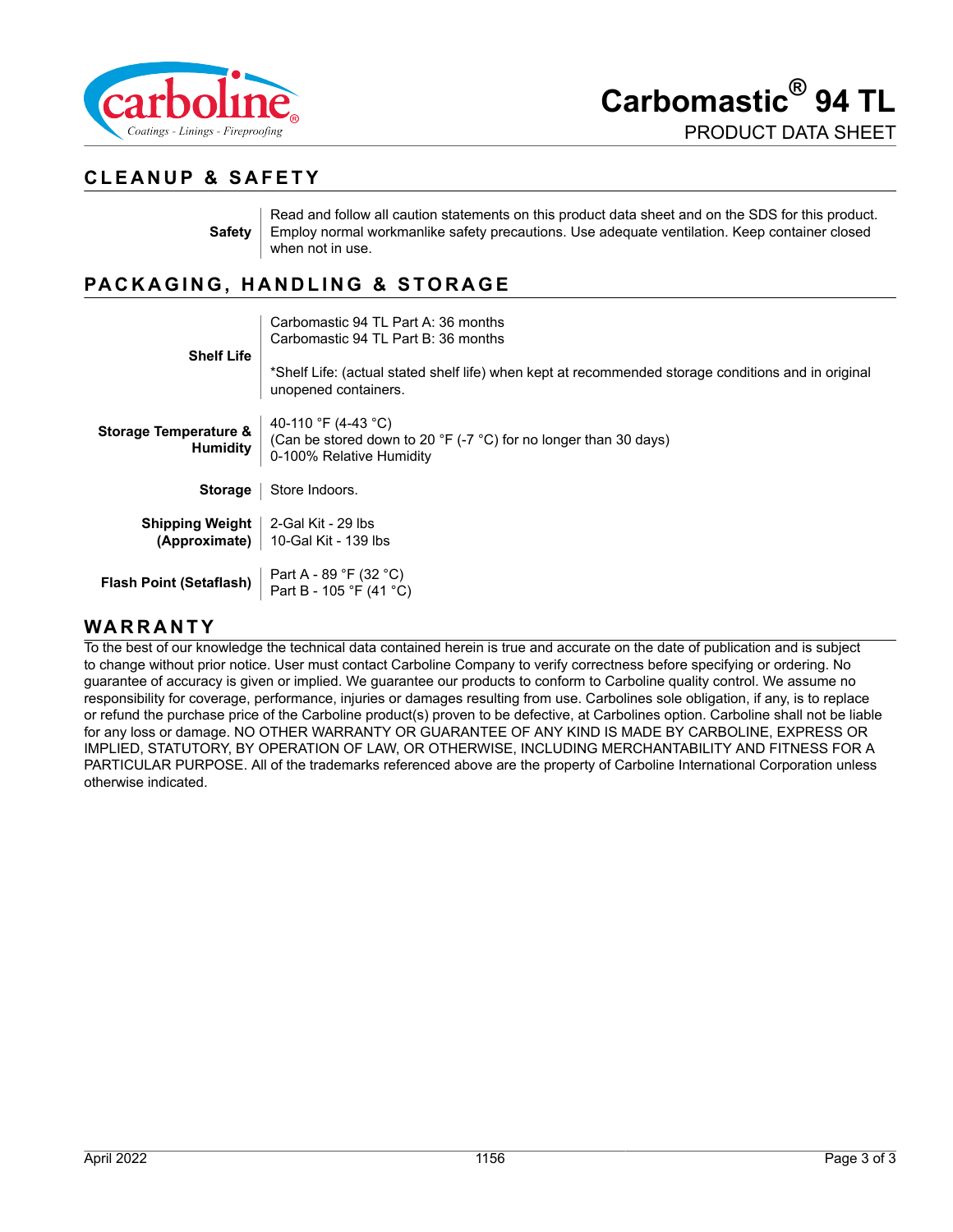## CLEANUP & SAFETY

| | |
|---|---|
| **Safety** | Read and follow all caution statements on this product data sheet and on the SDS for this product. Employ normal workmanlike safety precautions. Use adequate ventilation. Keep container closed when not in use. |

## PACKAGING, HANDLING & STORAGE

| | |
|---|---|
| **Shelf Life** | Carbomastic 94 TL Part A: 36 months<br>Carbomastic 94 TL Part B: 36 months<br><br>*Shelf Life: (actual stated shelf life) when kept at recommended storage conditions and in original unopened containers. |
| **Storage Temperature & Humidity** | 40-110 °F (4-43 °C)<br>(Can be stored down to 20 °F (-7 °C) for no longer than 30 days)<br>0-100% Relative Humidity |
| **Storage** | Store Indoors. |
| **Shipping Weight (Approximate)** | 2-Gal Kit - 29 lbs<br>10-Gal Kit - 139 lbs |
| **Flash Point (Setaflash)** | Part A - 89 °F (32 °C)<br>Part B - 105 °F (41 °C) |

## WARRANTY

To the best of our knowledge the technical data contained herein is true and accurate on the date of publication and is subject to change without prior notice. User must contact Carboline Company to verify correctness before specifying or ordering. No guarantee of accuracy is given or implied. We guarantee our products to conform to Carboline quality control. We assume no responsibility for coverage, performance, injuries or damages resulting from use. Carbolines sole obligation, if any, is to replace or refund the purchase price of the Carboline product(s) proven to be defective, at Carbolines option. Carboline shall not be liable for any loss or damage. NO OTHER WARRANTY OR GUARANTEE OF ANY KIND IS MADE BY CARBOLINE, EXPRESS OR IMPLIED, STATUTORY, BY OPERATION OF LAW, OR OTHERWISE, INCLUDING MERCHANTABILITY AND FITNESS FOR A PARTICULAR PURPOSE. All of the trademarks referenced above are the property of Carboline International Corporation unless otherwise indicated.